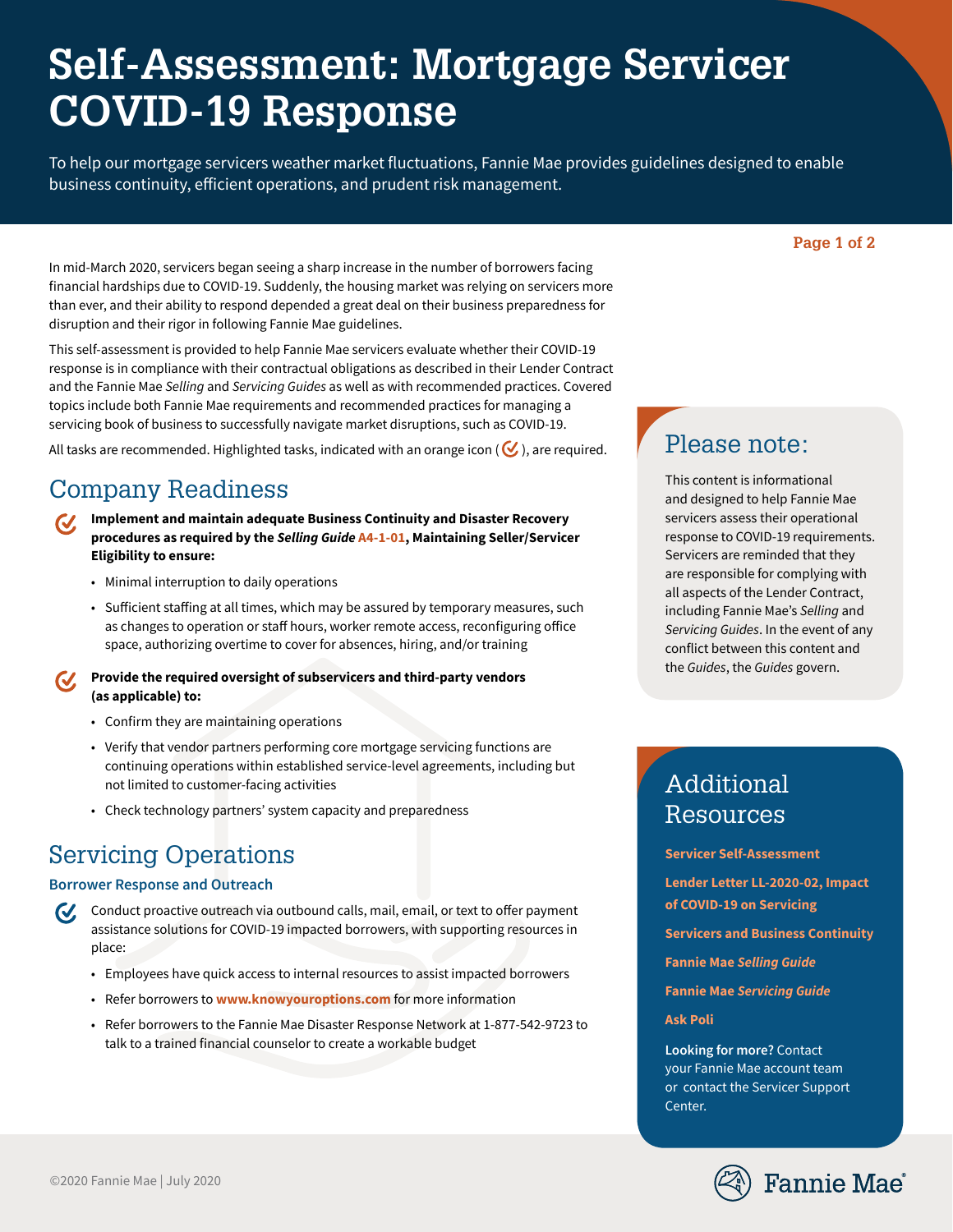# Self-Assessment: Mortgage Servicer COVID-19 Response

To help our mortgage servicers weather market fluctuations, Fannie Mae provides guidelines designed to enable business continuity, efficient operations, and prudent risk management.

In mid-March 2020, servicers began seeing a sharp increase in the number of borrowers facing financial hardships due to COVID-19. Suddenly, the housing market was relying on servicers more than ever, and their ability to respond depended a great deal on their business preparedness for disruption and their rigor in following Fannie Mae guidelines.

This self-assessment is provided to help Fannie Mae servicers evaluate whether their COVID-19 response is in compliance with their contractual obligations as described in their Lender Contract and the Fannie Mae *Selling* and *Servicing Guides* as well as with recommended practices. Covered topics include both Fannie Mae requirements and recommended practices for managing a servicing book of business to successfully navigate market disruptions, such as COVID-19.

All tasks are recommended. Highlighted tasks, indicated with an orange icon (✓), are required.

## Company Readiness

✓ **Implement and maintain adequate Business Continuity and Disaster Recovery procedures as required by the *Selling Guide* A4-1-01, Maintaining Seller/Servicer Eligibility to ensure:**

- Minimal interruption to daily operations
- Sufficient staffing at all times, which may be assured by temporary measures, such as changes to operation or staff hours, worker remote access, reconfiguring office space, authorizing overtime to cover for absences, hiring, and/or training

✓ **Provide the required oversight of subservicers and third-party vendors (as applicable) to:**

- Confirm they are maintaining operations
- Verify that vendor partners performing core mortgage servicing functions are continuing operations within established service-level agreements, including but not limited to customer-facing activities
- Check technology partners' system capacity and preparedness

## Servicing Operations

### Borrower Response and Outreach

✓ Conduct proactive outreach via outbound calls, mail, email, or text to offer payment assistance solutions for COVID-19 impacted borrowers, with supporting resources in place:

- Employees have quick access to internal resources to assist impacted borrowers
- Refer borrowers to www.knowyouroptions.com for more information
- Refer borrowers to the Fannie Mae Disaster Response Network at 1-877-542-9723 to talk to a trained financial counselor to create a workable budget

## Please note:

This content is informational and designed to help Fannie Mae servicers assess their operational response to COVID-19 requirements. Servicers are reminded that they are responsible for complying with all aspects of the Lender Contract, including Fannie Mae's *Selling* and *Servicing Guides*. In the event of any conflict between this content and the *Guides*, the *Guides* govern.

## Additional Resources

**Servicer Self-Assessment**

**Lender Letter LL-2020-02, Impact of COVID-19 on Servicing**

**Servicers and Business Continuity**

**Fannie Mae *Selling Guide***

**Fannie Mae *Servicing Guide***

**Ask Poli**

**Looking for more?** Contact your Fannie Mae account team or contact the Servicer Support Center.

©2020 Fannie Mae | July 2020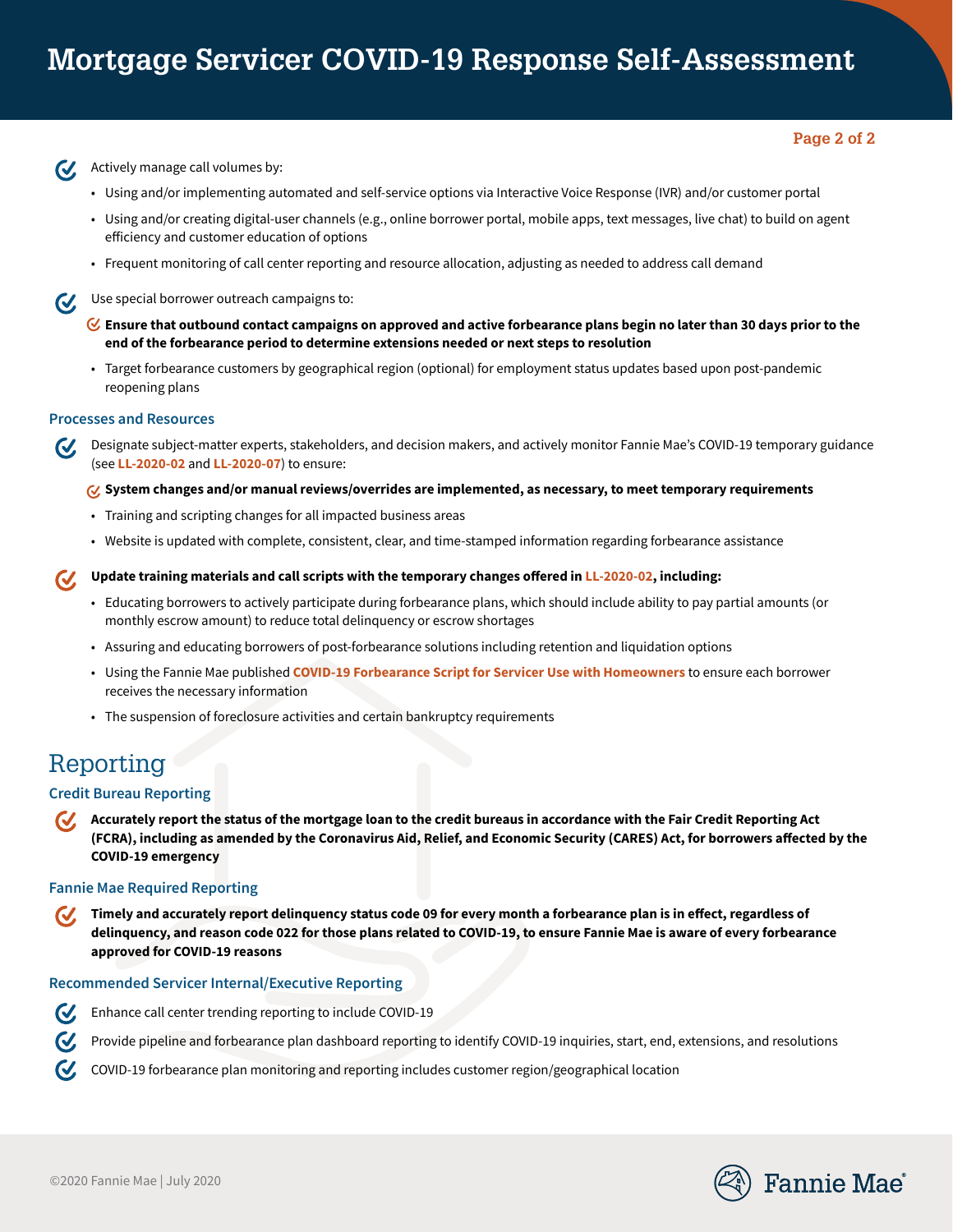# Mortgage Servicer COVID-19 Response Self-Assessment

- Actively manage call volumes by:
  - Using and/or implementing automated and self-service options via Interactive Voice Response (IVR) and/or customer portal
  - Using and/or creating digital-user channels (e.g., online borrower portal, mobile apps, text messages, live chat) to build on agent efficiency and customer education of options
  - Frequent monitoring of call center reporting and resource allocation, adjusting as needed to address call demand

- Use special borrower outreach campaigns to:
  - **Ensure that outbound contact campaigns on approved and active forbearance plans begin no later than 30 days prior to the end of the forbearance period to determine extensions needed or next steps to resolution**
  - Target forbearance customers by geographical region (optional) for employment status updates based upon post-pandemic reopening plans

### Processes and Resources

- Designate subject-matter experts, stakeholders, and decision makers, and actively monitor Fannie Mae's COVID-19 temporary guidance (see LL-2020-02 and LL-2020-07) to ensure:
  - **System changes and/or manual reviews/overrides are implemented, as necessary, to meet temporary requirements**
  - Training and scripting changes for all impacted business areas
  - Website is updated with complete, consistent, clear, and time-stamped information regarding forbearance assistance

- **Update training materials and call scripts with the temporary changes offered in LL-2020-02, including:**
  - Educating borrowers to actively participate during forbearance plans, which should include ability to pay partial amounts (or monthly escrow amount) to reduce total delinquency or escrow shortages
  - Assuring and educating borrowers of post-forbearance solutions including retention and liquidation options
  - Using the Fannie Mae published **COVID-19 Forbearance Script for Servicer Use with Homeowners** to ensure each borrower receives the necessary information
  - The suspension of foreclosure activities and certain bankruptcy requirements

## Reporting

### Credit Bureau Reporting

- **Accurately report the status of the mortgage loan to the credit bureaus in accordance with the Fair Credit Reporting Act (FCRA), including as amended by the Coronavirus Aid, Relief, and Economic Security (CARES) Act, for borrowers affected by the COVID-19 emergency**

### Fannie Mae Required Reporting

- **Timely and accurately report delinquency status code 09 for every month a forbearance plan is in effect, regardless of delinquency, and reason code 022 for those plans related to COVID-19, to ensure Fannie Mae is aware of every forbearance approved for COVID-19 reasons**

### Recommended Servicer Internal/Executive Reporting

- Enhance call center trending reporting to include COVID-19
- Provide pipeline and forbearance plan dashboard reporting to identify COVID-19 inquiries, start, end, extensions, and resolutions
- COVID-19 forbearance plan monitoring and reporting includes customer region/geographical location

©2020 Fannie Mae | July 2020